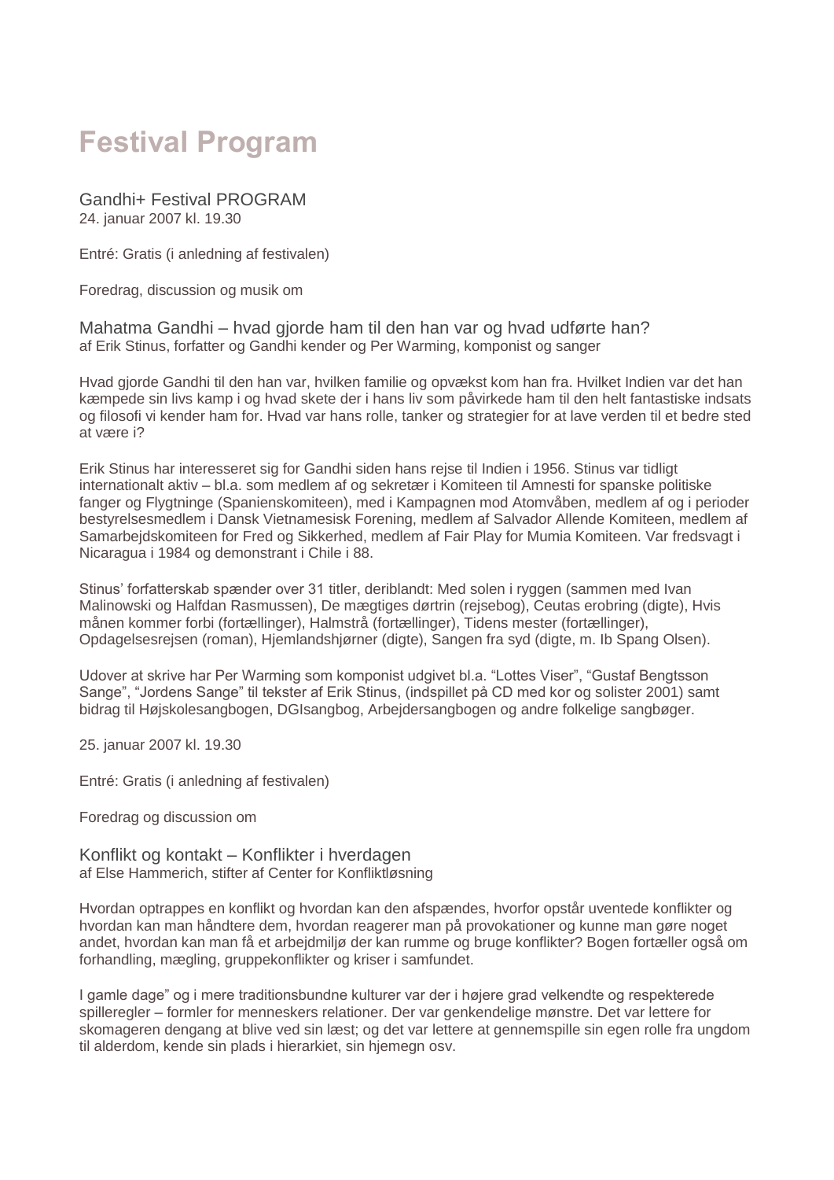# Festival Program

## Gandhi+ Festival PROGRAM

24. januar 2007 kl. 19.30

Entré: Gratis (i anledning af festivalen)

Foredrag, discussion og musik om

### Mahatma Gandhi – hvad gjorde ham til den han var og hvad udførte han?

af Erik Stinus, forfatter og Gandhi kender og Per Warming, komponist og sanger

Hvad gjorde Gandhi til den han var, hvilken familie og opvækst kom han fra. Hvilket Indien var det han kæmpede sin livs kamp i og hvad skete der i hans liv som påvirkede ham til den helt fantastiske indsats og filosofi vi kender ham for. Hvad var hans rolle, tanker og strategier for at lave verden til et bedre sted at være i?

Erik Stinus har interesseret sig for Gandhi siden hans rejse til Indien i 1956. Stinus var tidligt internationalt aktiv – bl.a. som medlem af og sekretær i Komiteen til Amnesti for spanske politiske fanger og Flygtninge (Spanienskomiteen), med i Kampagnen mod Atomvåben, medlem af og i perioder bestyrelsesmedlem i Dansk Vietnamesisk Forening, medlem af Salvador Allende Komiteen, medlem af Samarbejdskomiteen for Fred og Sikkerhed, medlem af Fair Play for Mumia Komiteen. Var fredsvagt i Nicaragua i 1984 og demonstrant i Chile i 88.

Stinus' forfatterskab spænder over 31 titler, deriblandt: Med solen i ryggen (sammen med Ivan Malinowski og Halfdan Rasmussen), De mægtiges dørtrin (rejsebog), Ceutas erobring (digte), Hvis månen kommer forbi (fortællinger), Halmstrå (fortællinger), Tidens mester (fortællinger), Opdagelsesrejsen (roman), Hjemlandshjørner (digte), Sangen fra syd (digte, m. Ib Spang Olsen).

Udover at skrive har Per Warming som komponist udgivet bl.a. "Lottes Viser", "Gustaf Bengtsson Sange", "Jordens Sange" til tekster af Erik Stinus, (indspillet på CD med kor og solister 2001) samt bidrag til Højskolesangbogen, DGIsangbog, Arbejdersangbogen og andre folkelige sangbøger.

25. januar 2007 kl. 19.30

Entré: Gratis (i anledning af festivalen)

Foredrag og discussion om

### Konflikt og kontakt – Konflikter i hverdagen

af Else Hammerich, stifter af Center for Konfliktløsning

Hvordan optrappes en konflikt og hvordan kan den afspændes, hvorfor opstår uventede konflikter og hvordan kan man håndtere dem, hvordan reagerer man på provokationer og kunne man gøre noget andet, hvordan kan man få et arbejdmiljø der kan rumme og bruge konflikter? Bogen fortæller også om forhandling, mægling, gruppekonflikter og kriser i samfundet.

I gamle dage" og i mere traditionsbundne kulturer var der i højere grad velkendte og respekterede spilleregler – formler for menneskers relationer. Der var genkendelige mønstre. Det var lettere for skomageren dengang at blive ved sin læst; og det var lettere at gennemspille sin egen rolle fra ungdom til alderdom, kende sin plads i hierarkiet, sin hjemegn osv.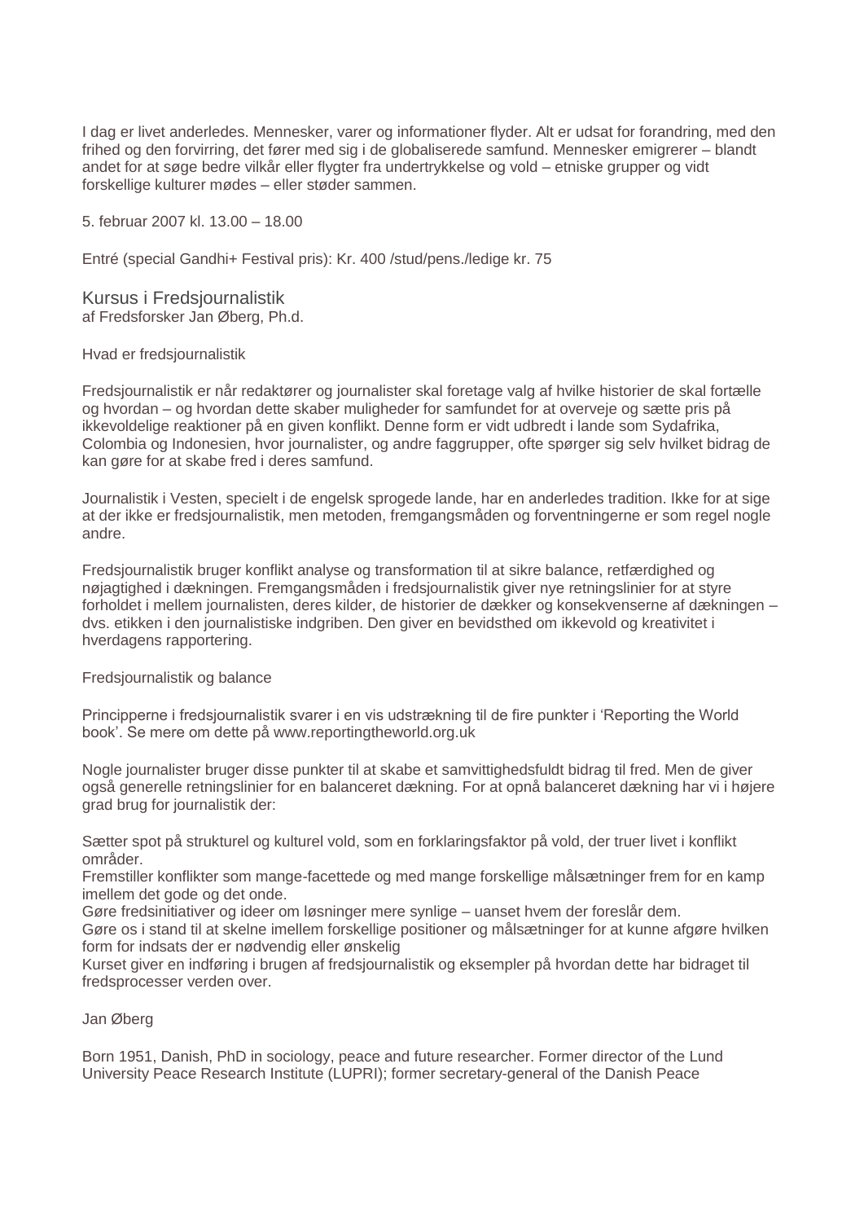I dag er livet anderledes. Mennesker, varer og informationer flyder. Alt er udsat for forandring, med den frihed og den forvirring, det fører med sig i de globaliserede samfund. Mennesker emigrerer – blandt andet for at søge bedre vilkår eller flygter fra undertrykkelse og vold – etniske grupper og vidt forskellige kulturer mødes – eller støder sammen.

5. februar 2007 kl. 13.00 – 18.00

Entré (special Gandhi+ Festival pris): Kr. 400 /stud/pens./ledige kr. 75

## Kursus i Fredsjournalistik

af Fredsforsker Jan Øberg, Ph.d.

Hvad er fredsjournalistik

Fredsjournalistik er når redaktører og journalister skal foretage valg af hvilke historier de skal fortælle og hvordan – og hvordan dette skaber muligheder for samfundet for at overveje og sætte pris på ikkevoldelige reaktioner på en given konflikt. Denne form er vidt udbredt i lande som Sydafrika, Colombia og Indonesien, hvor journalister, og andre faggrupper, ofte spørger sig selv hvilket bidrag de kan gøre for at skabe fred i deres samfund.

Journalistik i Vesten, specielt i de engelsk sprogede lande, har en anderledes tradition. Ikke for at sige at der ikke er fredsjournalistik, men metoden, fremgangsmåden og forventningerne er som regel nogle andre.

Fredsjournalistik bruger konflikt analyse og transformation til at sikre balance, retfærdighed og nøjagtighed i dækningen. Fremgangsmåden i fredsjournalistik giver nye retningslinier for at styre forholdet i mellem journalisten, deres kilder, de historier de dækker og konsekvenserne af dækningen – dvs. etikken i den journalistiske indgriben. Den giver en bevidsthed om ikkevold og kreativitet i hverdagens rapportering.

Fredsjournalistik og balance

Principperne i fredsjournalistik svarer i en vis udstrækning til de fire punkter i 'Reporting the World book'. Se mere om dette på www.reportingtheworld.org.uk

Nogle journalister bruger disse punkter til at skabe et samvittighedsfuldt bidrag til fred. Men de giver også generelle retningslinier for en balanceret dækning. For at opnå balanceret dækning har vi i højere grad brug for journalistik der:

Sætter spot på strukturel og kulturel vold, som en forklaringsfaktor på vold, der truer livet i konflikt områder.
Fremstiller konflikter som mange-facettede og med mange forskellige målsætninger frem for en kamp imellem det gode og det onde.
Gøre fredsinitiativer og ideer om løsninger mere synlige – uanset hvem der foreslår dem.
Gøre os i stand til at skelne imellem forskellige positioner og målsætninger for at kunne afgøre hvilken form for indsats der er nødvendig eller ønskelig
Kurset giver en indføring i brugen af fredsjournalistik og eksempler på hvordan dette har bidraget til fredsprocesser verden over.

Jan Øberg

Born 1951, Danish, PhD in sociology, peace and future researcher. Former director of the Lund University Peace Research Institute (LUPRI); former secretary-general of the Danish Peace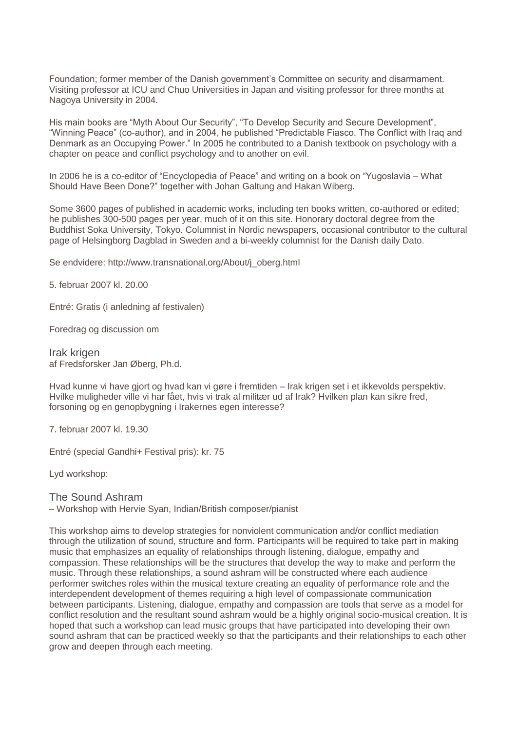Foundation; former member of the Danish government's Committee on security and disarmament. Visiting professor at ICU and Chuo Universities in Japan and visiting professor for three months at Nagoya University in 2004.

His main books are "Myth About Our Security", "To Develop Security and Secure Development", "Winning Peace" (co-author), and in 2004, he published "Predictable Fiasco. The Conflict with Iraq and Denmark as an Occupying Power." In 2005 he contributed to a Danish textbook on psychology with a chapter on peace and conflict psychology and to another on evil.

In 2006 he is a co-editor of "Encyclopedia of Peace" and writing on a book on "Yugoslavia – What Should Have Been Done?" together with Johan Galtung and Hakan Wiberg.

Some 3600 pages of published in academic works, including ten books written, co-authored or edited; he publishes 300-500 pages per year, much of it on this site. Honorary doctoral degree from the Buddhist Soka University, Tokyo. Columnist in Nordic newspapers, occasional contributor to the cultural page of Helsingborg Dagblad in Sweden and a bi-weekly columnist for the Danish daily Dato.

Se endvidere: http://www.transnational.org/About/j_oberg.html

5. februar 2007 kl. 20.00

Entré: Gratis (i anledning af festivalen)

Foredrag og discussion om

## Irak krigen

af Fredsforsker Jan Øberg, Ph.d.

Hvad kunne vi have gjort og hvad kan vi gøre i fremtiden – Irak krigen set i et ikkevolds perspektiv. Hvilke muligheder ville vi har fået, hvis vi trak al militær ud af Irak? Hvilken plan kan sikre fred, forsoning og en genopbygning i Irakernes egen interesse?

7. februar 2007 kl. 19.30

Entré (special Gandhi+ Festival pris): kr. 75

Lyd workshop:

## The Sound Ashram

– Workshop with Hervie Syan, Indian/British composer/pianist

This workshop aims to develop strategies for nonviolent communication and/or conflict mediation through the utilization of sound, structure and form. Participants will be required to take part in making music that emphasizes an equality of relationships through listening, dialogue, empathy and compassion. These relationships will be the structures that develop the way to make and perform the music. Through these relationships, a sound ashram will be constructed where each audience performer switches roles within the musical texture creating an equality of performance role and the interdependent development of themes requiring a high level of compassionate communication between participants. Listening, dialogue, empathy and compassion are tools that serve as a model for conflict resolution and the resultant sound ashram would be a highly original socio-musical creation. It is hoped that such a workshop can lead music groups that have participated into developing their own sound ashram that can be practiced weekly so that the participants and their relationships to each other grow and deepen through each meeting.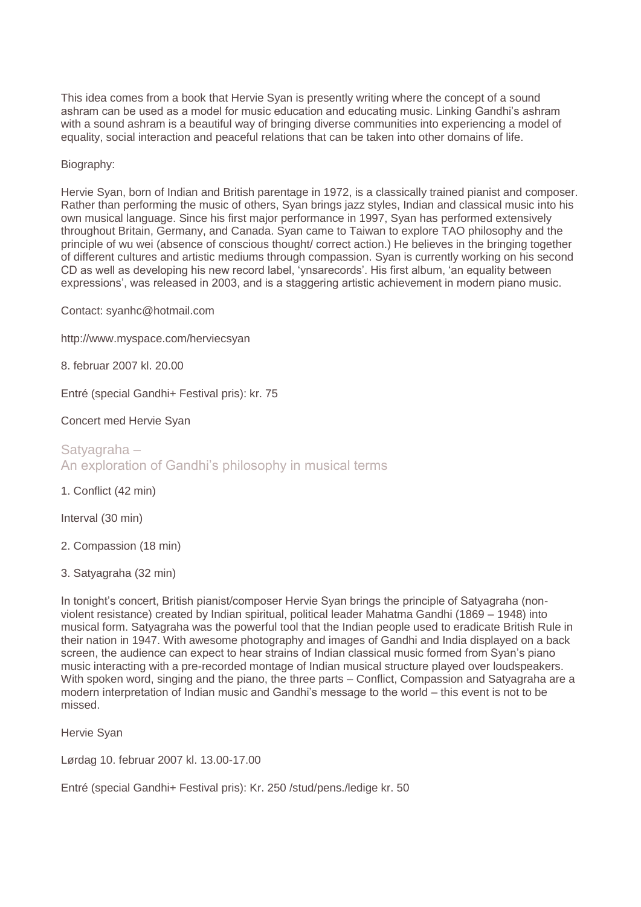This idea comes from a book that Hervie Syan is presently writing where the concept of a sound ashram can be used as a model for music education and educating music. Linking Gandhi's ashram with a sound ashram is a beautiful way of bringing diverse communities into experiencing a model of equality, social interaction and peaceful relations that can be taken into other domains of life.

Biography:

Hervie Syan, born of Indian and British parentage in 1972, is a classically trained pianist and composer. Rather than performing the music of others, Syan brings jazz styles, Indian and classical music into his own musical language. Since his first major performance in 1997, Syan has performed extensively throughout Britain, Germany, and Canada. Syan came to Taiwan to explore TAO philosophy and the principle of wu wei (absence of conscious thought/ correct action.) He believes in the bringing together of different cultures and artistic mediums through compassion. Syan is currently working on his second CD as well as developing his new record label, 'ynsarecords'. His first album, 'an equality between expressions', was released in 2003, and is a staggering artistic achievement in modern piano music.

Contact: syanhc@hotmail.com

http://www.myspace.com/herviecsyan

8. februar 2007 kl. 20.00

Entré (special Gandhi+ Festival pris): kr. 75

Concert med Hervie Syan

## Satyagraha – An exploration of Gandhi's philosophy in musical terms

1. Conflict (42 min)

Interval (30 min)

2. Compassion (18 min)

3. Satyagraha (32 min)

In tonight's concert, British pianist/composer Hervie Syan brings the principle of Satyagraha (non-violent resistance) created by Indian spiritual, political leader Mahatma Gandhi (1869 – 1948) into musical form. Satyagraha was the powerful tool that the Indian people used to eradicate British Rule in their nation in 1947. With awesome photography and images of Gandhi and India displayed on a back screen, the audience can expect to hear strains of Indian classical music formed from Syan's piano music interacting with a pre-recorded montage of Indian musical structure played over loudspeakers. With spoken word, singing and the piano, the three parts – Conflict, Compassion and Satyagraha are a modern interpretation of Indian music and Gandhi's message to the world – this event is not to be missed.

Hervie Syan

Lørdag 10. februar 2007 kl. 13.00-17.00

Entré (special Gandhi+ Festival pris): Kr. 250 /stud/pens./ledige kr. 50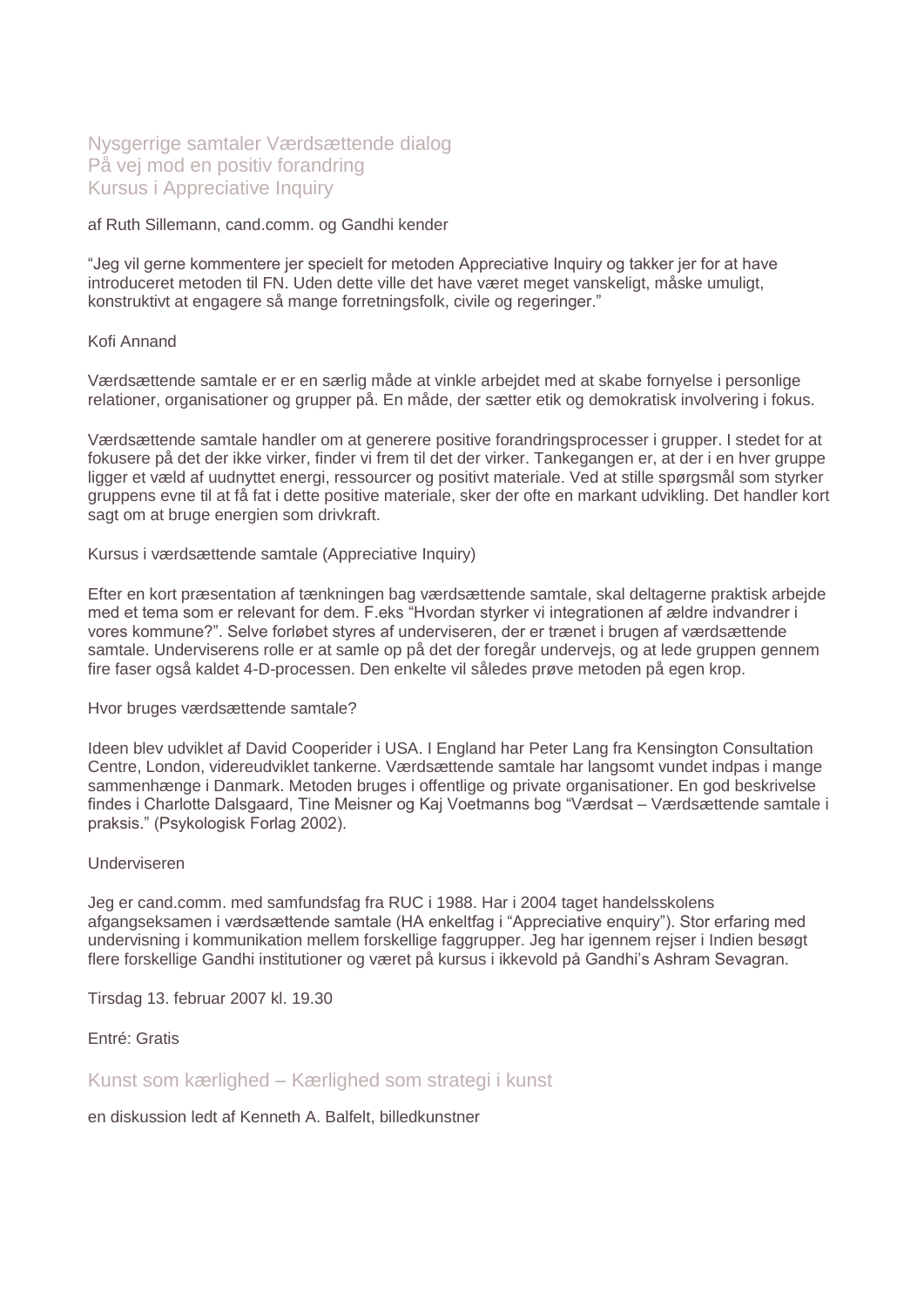## Nysgerrige samtaler Værdsættende dialog
## På vej mod en positiv forandring
## Kursus i Appreciative Inquiry

af Ruth Sillemann, cand.comm. og Gandhi kender

"Jeg vil gerne kommentere jer specielt for metoden Appreciative Inquiry og takker jer for at have introduceret metoden til FN. Uden dette ville det have været meget vanskeligt, måske umuligt, konstruktivt at engagere så mange forretningsfolk, civile og regeringer."

Kofi Annand

Værdsættende samtale er er en særlig måde at vinkle arbejdet med at skabe fornyelse i personlige relationer, organisationer og grupper på. En måde, der sætter etik og demokratisk involvering i fokus.

Værdsættende samtale handler om at generere positive forandringsprocesser i grupper. I stedet for at fokusere på det der ikke virker, finder vi frem til det der virker. Tankegangen er, at der i en hver gruppe ligger et væld af uudnyttet energi, ressourcer og positivt materiale. Ved at stille spørgsmål som styrker gruppens evne til at få fat i dette positive materiale, sker der ofte en markant udvikling. Det handler kort sagt om at bruge energien som drivkraft.

Kursus i værdsættende samtale (Appreciative Inquiry)

Efter en kort præsentation af tænkningen bag værdsættende samtale, skal deltagerne praktisk arbejde med et tema som er relevant for dem. F.eks "Hvordan styrker vi integrationen af ældre indvandrer i vores kommune?". Selve forløbet styres af underviseren, der er trænet i brugen af værdsættende samtale. Underviserens rolle er at samle op på det der foregår undervejs, og at lede gruppen gennem fire faser også kaldet 4-D-processen. Den enkelte vil således prøve metoden på egen krop.

Hvor bruges værdsættende samtale?

Ideen blev udviklet af David Cooperider i USA. I England har Peter Lang fra Kensington Consultation Centre, London, videreudviklet tankerne. Værdsættende samtale har langsomt vundet indpas i mange sammenhænge i Danmark. Metoden bruges i offentlige og private organisationer. En god beskrivelse findes i Charlotte Dalsgaard, Tine Meisner og Kaj Voetmanns bog "Værdsat – Værdsættende samtale i praksis." (Psykologisk Forlag 2002).

Underviseren

Jeg er cand.comm. med samfundsfag fra RUC i 1988. Har i 2004 taget handelsskolens afgangseksamen i værdsættende samtale (HA enkeltfag i "Appreciative enquiry"). Stor erfaring med undervisning i kommunikation mellem forskellige faggrupper. Jeg har igennem rejser i Indien besøgt flere forskellige Gandhi institutioner og været på kursus i ikkevold på Gandhi's Ashram Sevagran.

Tirsdag 13. februar 2007 kl. 19.30

Entré: Gratis

## Kunst som kærlighed – Kærlighed som strategi i kunst

en diskussion ledt af Kenneth A. Balfelt, billedkunstner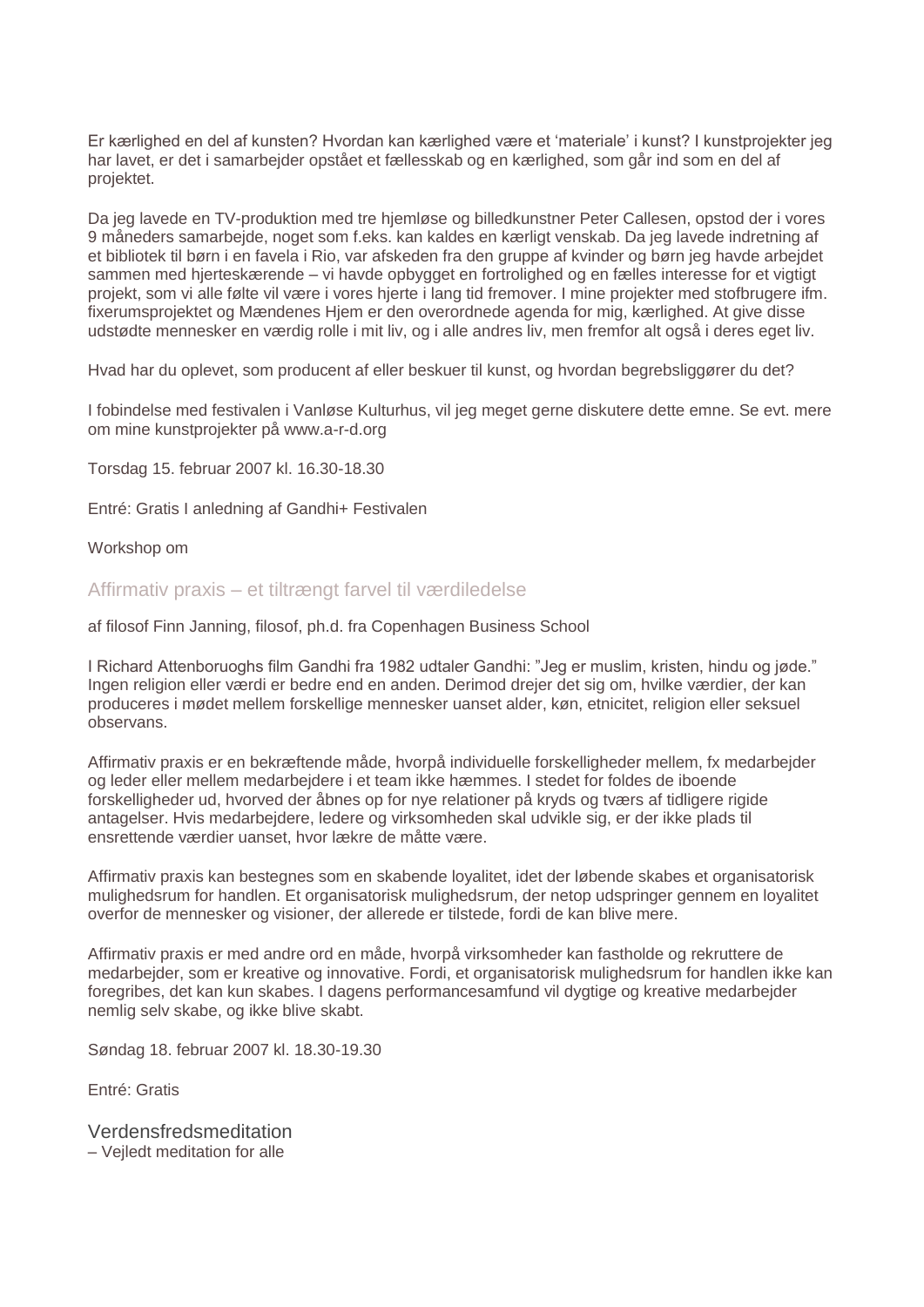Er kærlighed en del af kunsten? Hvordan kan kærlighed være et 'materiale' i kunst? I kunstprojekter jeg har lavet, er det i samarbejder opstået et fællesskab og en kærlighed, som går ind som en del af projektet.

Da jeg lavede en TV-produktion med tre hjemløse og billedkunstner Peter Callesen, opstod der i vores 9 måneders samarbejde, noget som f.eks. kan kaldes en kærligt venskab. Da jeg lavede indretning af et bibliotek til børn i en favela i Rio, var afskeden fra den gruppe af kvinder og børn jeg havde arbejdet sammen med hjerteskærende – vi havde opbygget en fortrolighed og en fælles interesse for et vigtigt projekt, som vi alle følte vil være i vores hjerte i lang tid fremover. I mine projekter med stofbrugere ifm. fixerumsprojektet og Mændenes Hjem er den overordnede agenda for mig, kærlighed. At give disse udstødte mennesker en værdig rolle i mit liv, og i alle andres liv, men fremfor alt også i deres eget liv.

Hvad har du oplevet, som producent af eller beskuer til kunst, og hvordan begrebsliggører du det?

I fobindelse med festivalen i Vanløse Kulturhus, vil jeg meget gerne diskutere dette emne. Se evt. mere om mine kunstprojekter på www.a-r-d.org

Torsdag 15. februar 2007 kl. 16.30-18.30

Entré: Gratis I anledning af Gandhi+ Festivalen

Workshop om

## Affirmativ praxis – et tiltrængt farvel til værdiledelse

af filosof Finn Janning, filosof, ph.d. fra Copenhagen Business School

I Richard Attenboruoghs film Gandhi fra 1982 udtaler Gandhi: "Jeg er muslim, kristen, hindu og jøde." Ingen religion eller værdi er bedre end en anden. Derimod drejer det sig om, hvilke værdier, der kan produceres i mødet mellem forskellige mennesker uanset alder, køn, etnicitet, religion eller seksuel observans.

Affirmativ praxis er en bekræftende måde, hvorpå individuelle forskelligheder mellem, fx medarbejder og leder eller mellem medarbejdere i et team ikke hæmmes. I stedet for foldes de iboende forskelligheder ud, hvorved der åbnes op for nye relationer på kryds og tværs af tidligere rigide antagelser. Hvis medarbejdere, ledere og virksomheden skal udvikle sig, er der ikke plads til ensrettende værdier uanset, hvor lækre de måtte være.

Affirmativ praxis kan bestegnes som en skabende loyalitet, idet der løbende skabes et organisatorisk mulighedsrum for handlen. Et organisatorisk mulighedsrum, der netop udspringer gennem en loyalitet overfor de mennesker og visioner, der allerede er tilstede, fordi de kan blive mere.

Affirmativ praxis er med andre ord en måde, hvorpå virksomheder kan fastholde og rekruttere de medarbejder, som er kreative og innovative. Fordi, et organisatorisk mulighedsrum for handlen ikke kan foregribes, det kan kun skabes. I dagens performancesamfund vil dygtige og kreative medarbejder nemlig selv skabe, og ikke blive skabt.

Søndag 18. februar 2007 kl. 18.30-19.30

Entré: Gratis

## Verdensfredsmeditation

– Vejledt meditation for alle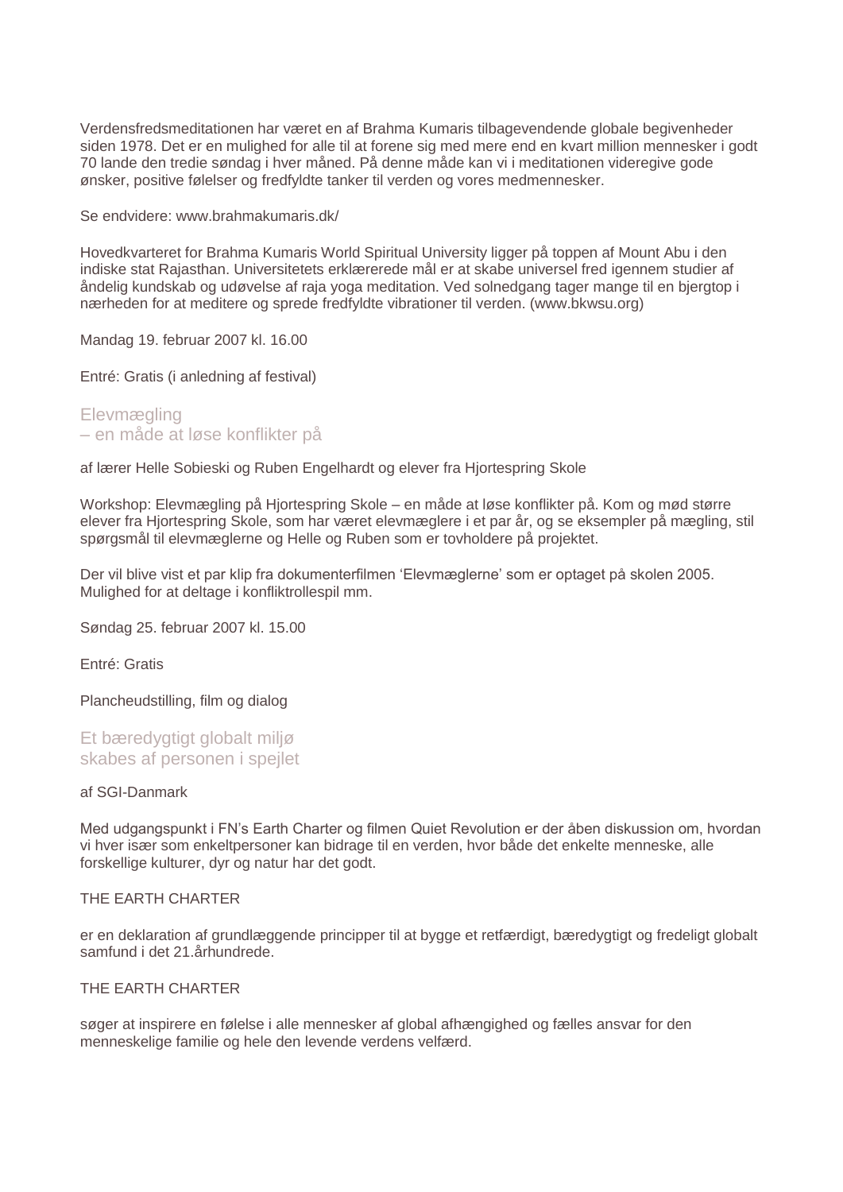Verdensfredsmeditationen har været en af Brahma Kumaris tilbagevendende globale begivenheder siden 1978. Det er en mulighed for alle til at forene sig med mere end en kvart million mennesker i godt 70 lande den tredie søndag i hver måned. På denne måde kan vi i meditationen videregive gode ønsker, positive følelser og fredfyldte tanker til verden og vores medmennesker.

Se endvidere: www.brahmakumaris.dk/

Hovedkvarteret for Brahma Kumaris World Spiritual University ligger på toppen af Mount Abu i den indiske stat Rajasthan. Universitetets erklærerede mål er at skabe universel fred igennem studier af åndelig kundskab og udøvelse af raja yoga meditation. Ved solnedgang tager mange til en bjergtop i nærheden for at meditere og sprede fredfyldte vibrationer til verden. (www.bkwsu.org)

Mandag 19. februar 2007 kl. 16.00

Entré: Gratis (i anledning af festival)

## Elevmægling
## – en måde at løse konflikter på

af lærer Helle Sobieski og Ruben Engelhardt og elever fra Hjortespring Skole

Workshop: Elevmægling på Hjortespring Skole – en måde at løse konflikter på. Kom og mød større elever fra Hjortespring Skole, som har været elevmæglere i et par år, og se eksempler på mægling, stil spørgsmål til elevmæglerne og Helle og Ruben som er tovholdere på projektet.

Der vil blive vist et par klip fra dokumenterfilmen 'Elevmæglerne' som er optaget på skolen 2005. Mulighed for at deltage i konfliktrollespil mm.

Søndag 25. februar 2007 kl. 15.00

Entré: Gratis

Plancheudstilling, film og dialog

## Et bæredygtigt globalt miljø
## skabes af personen i spejlet

af SGI-Danmark

Med udgangspunkt i FN's Earth Charter og filmen Quiet Revolution er der åben diskussion om, hvordan vi hver især som enkeltpersoner kan bidrage til en verden, hvor både det enkelte menneske, alle forskellige kulturer, dyr og natur har det godt.

THE EARTH CHARTER

er en deklaration af grundlæggende principper til at bygge et retfærdigt, bæredygtigt og fredeligt globalt samfund i det 21.århundrede.

THE EARTH CHARTER

søger at inspirere en følelse i alle mennesker af global afhængighed og fælles ansvar for den menneskelige familie og hele den levende verdens velfærd.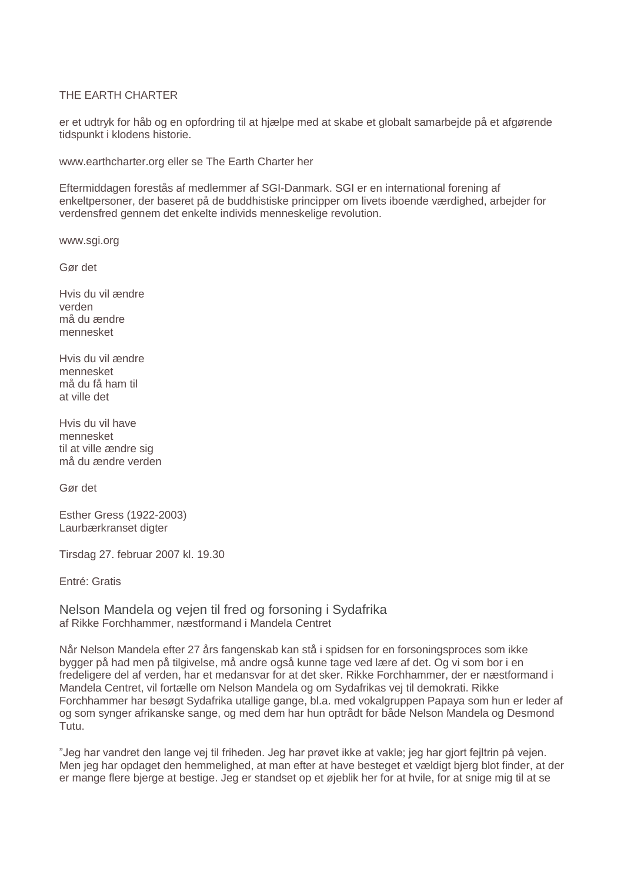THE EARTH CHARTER

er et udtryk for håb og en opfordring til at hjælpe med at skabe et globalt samarbejde på et afgørende tidspunkt i klodens historie.

www.earthcharter.org eller se The Earth Charter her

Eftermiddagen forestås af medlemmer af SGI-Danmark. SGI er en international forening af enkeltpersoner, der baseret på de buddhistiske principper om livets iboende værdighed, arbejder for verdensfred gennem det enkelte individs menneskelige revolution.

www.sgi.org

Gør det

Hvis du vil ændre  
verden  
må du ændre  
mennesket

Hvis du vil ændre  
mennesket  
må du få ham til  
at ville det

Hvis du vil have  
mennesket  
til at ville ændre sig  
må du ændre verden

Gør det

Esther Gress (1922-2003)  
Laurbærkranset digter

Tirsdag 27. februar 2007 kl. 19.30

Entré: Gratis

## Nelson Mandela og vejen til fred og forsoning i Sydafrika

af Rikke Forchhammer, næstformand i Mandela Centret

Når Nelson Mandela efter 27 års fangenskab kan stå i spidsen for en forsoningsproces som ikke bygger på had men på tilgivelse, må andre også kunne tage ved lære af det. Og vi som bor i en fredeligere del af verden, har et medansvar for at det sker. Rikke Forchhammer, der er næstformand i Mandela Centret, vil fortælle om Nelson Mandela og om Sydafrikas vej til demokrati. Rikke Forchhammer har besøgt Sydafrika utallige gange, bl.a. med vokalgruppen Papaya som hun er leder af og som synger afrikanske sange, og med dem har hun optrådt for både Nelson Mandela og Desmond Tutu.

"Jeg har vandret den lange vej til friheden. Jeg har prøvet ikke at vakle; jeg har gjort fejltrin på vejen. Men jeg har opdaget den hemmelighed, at man efter at have besteget et vældigt bjerg blot finder, at der er mange flere bjerge at bestige. Jeg er standset op et øjeblik her for at hvile, for at snige mig til at se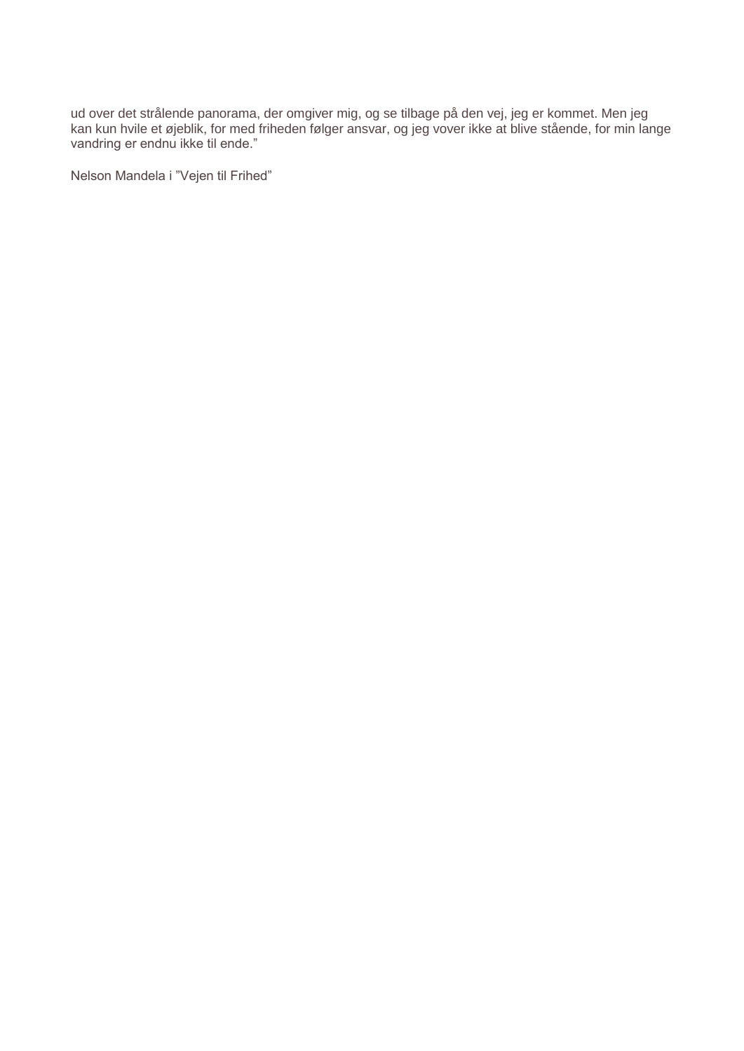ud over det strålende panorama, der omgiver mig, og se tilbage på den vej, jeg er kommet. Men jeg kan kun hvile et øjeblik, for med friheden følger ansvar, og jeg vover ikke at blive stående, for min lange vandring er endnu ikke til ende.”

Nelson Mandela i ”Vejen til Frihed”